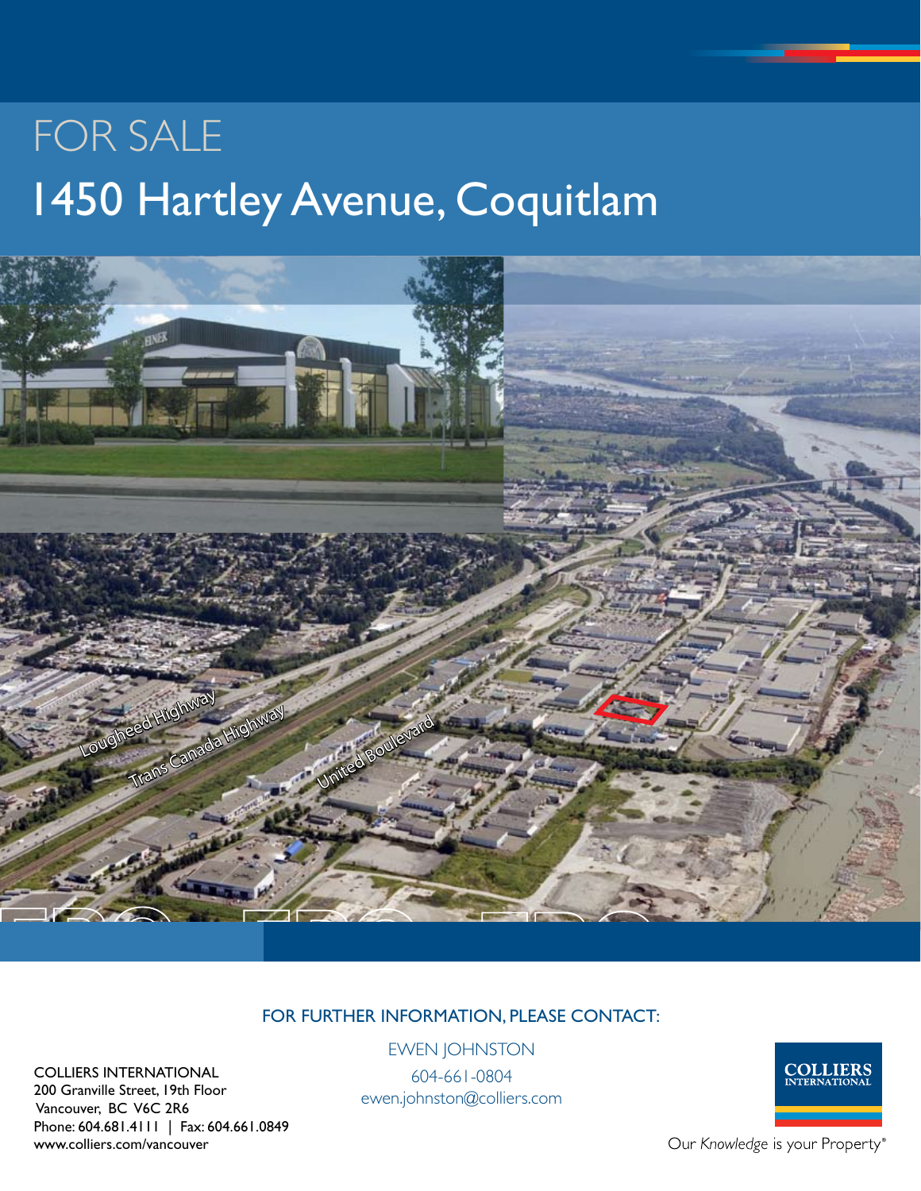FOR SALE

# 1450 Hartley Avenue, Coquitlam

Lougheed Highway

Trans Canada Highway

United Boulevard

FOR FURTHER INFORMATION, PLEASE CONTACT:

EWEN JOHNSTON
604-661-0804
ewen.johnston@colliers.com

COLLIERS INTERNATIONAL
200 Granville Street, 19th Floor
Vancouver, BC V6C 2R6
Phone: 604.681.4111 | Fax: 604.661.0849
www.colliers.com/vancouver

COLLIERS INTERNATIONAL

Our *Knowledge* is your Property®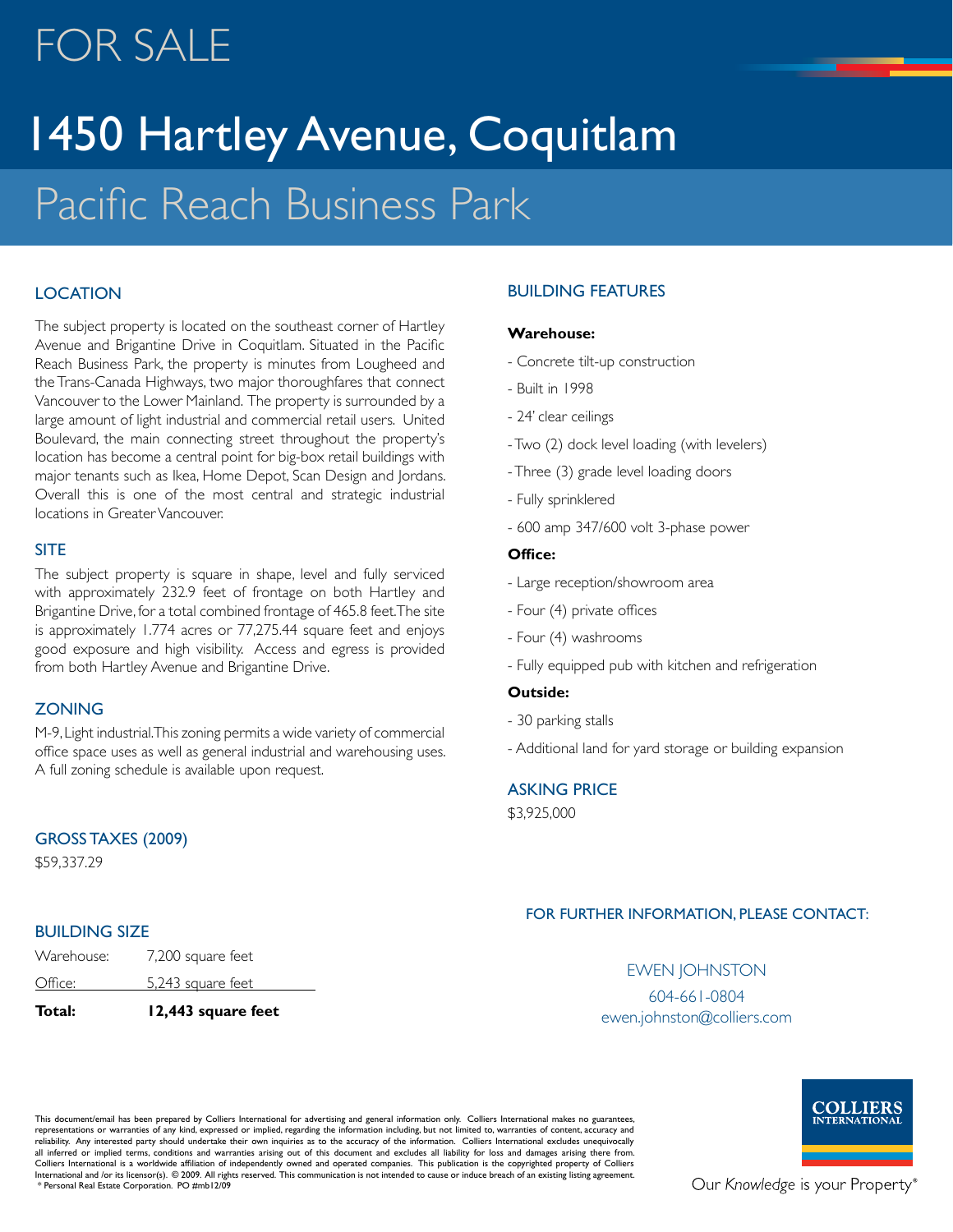# FOR SALE

# 1450 Hartley Avenue, Coquitlam

## Pacific Reach Business Park

### LOCATION

The subject property is located on the southeast corner of Hartley Avenue and Brigantine Drive in Coquitlam. Situated in the Pacific Reach Business Park, the property is minutes from Lougheed and the Trans-Canada Highways, two major thoroughfares that connect Vancouver to the Lower Mainland. The property is surrounded by a large amount of light industrial and commercial retail users. United Boulevard, the main connecting street throughout the property's location has become a central point for big-box retail buildings with major tenants such as Ikea, Home Depot, Scan Design and Jordans. Overall this is one of the most central and strategic industrial locations in Greater Vancouver.

### SITE

The subject property is square in shape, level and fully serviced with approximately 232.9 feet of frontage on both Hartley and Brigantine Drive, for a total combined frontage of 465.8 feet. The site is approximately 1.774 acres or 77,275.44 square feet and enjoys good exposure and high visibility. Access and egress is provided from both Hartley Avenue and Brigantine Drive.

### ZONING

M-9, Light industrial. This zoning permits a wide variety of commercial office space uses as well as general industrial and warehousing uses. A full zoning schedule is available upon request.

### GROSS TAXES (2009)

$59,337.29

### BUILDING SIZE

| | |
|---|---|
| Warehouse: | 7,200 square feet |
| Office: | 5,243 square feet |
| **Total:** | **12,443 square feet** |

### BUILDING FEATURES

**Warehouse:**

- Concrete tilt-up construction
- Built in 1998
- 24' clear ceilings
- Two (2) dock level loading (with levelers)
- Three (3) grade level loading doors
- Fully sprinklered
- 600 amp 347/600 volt 3-phase power

**Office:**

- Large reception/showroom area
- Four (4) private offices
- Four (4) washrooms
- Fully equipped pub with kitchen and refrigeration

**Outside:**

- 30 parking stalls
- Additional land for yard storage or building expansion

### ASKING PRICE

$3,925,000

### FOR FURTHER INFORMATION, PLEASE CONTACT:

EWEN JOHNSTON
604-661-0804
ewen.johnston@colliers.com

This document/email has been prepared by Colliers International for advertising and general information only. Colliers International makes no guarantees, representations or warranties of any kind, expressed or implied, regarding the information including, but not limited to, warranties of content, accuracy and reliability. Any interested party should undertake their own inquiries as to the accuracy of the information. Colliers International excludes unequivocally all inferred or implied terms, conditions and warranties arising out of this document and excludes all liability for loss and damages arising there from. Colliers International is a worldwide affiliation of independently owned and operated companies. This publication is the copyrighted property of Colliers International and /or its licensor(s). © 2009. All rights reserved. This communication is not intended to cause or induce breach of an existing listing agreement.
* Personal Real Estate Corporation. PO #mb12/09

COLLIERS INTERNATIONAL

Our *Knowledge* is your Property®